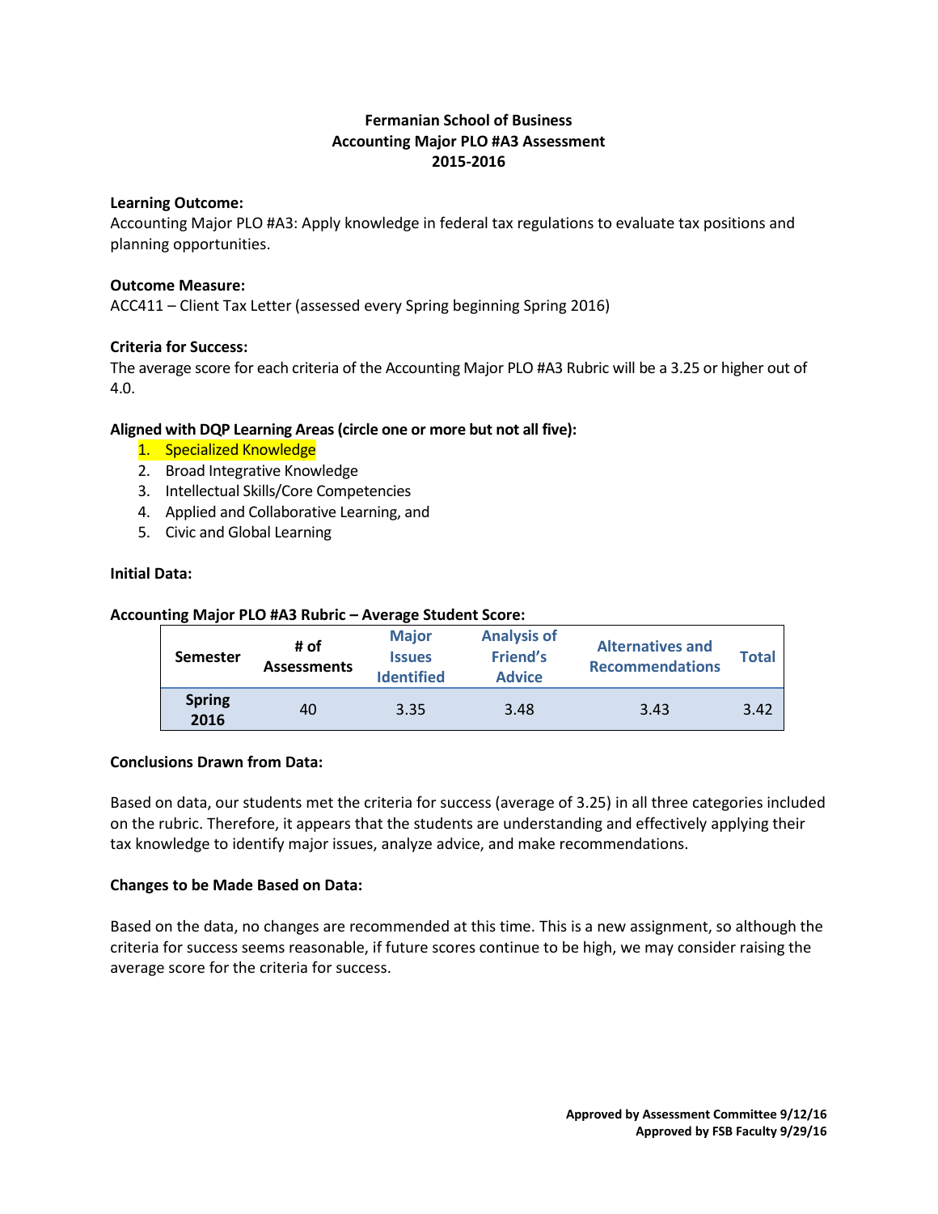**Fermanian School of Business**
**Accounting Major PLO #A3 Assessment**
**2015-2016**

**Learning Outcome:**
Accounting Major PLO #A3: Apply knowledge in federal tax regulations to evaluate tax positions and planning opportunities.

**Outcome Measure:**
ACC411 – Client Tax Letter (assessed every Spring beginning Spring 2016)

**Criteria for Success:**
The average score for each criteria of the Accounting Major PLO #A3 Rubric will be a 3.25 or higher out of 4.0.

**Aligned with DQP Learning Areas (circle one or more but not all five):**

1. Specialized Knowledge
2. Broad Integrative Knowledge
3. Intellectual Skills/Core Competencies
4. Applied and Collaborative Learning, and
5. Civic and Global Learning

**Initial Data:**

**Accounting Major PLO #A3 Rubric – Average Student Score:**

| Semester | # of Assessments | Major Issues Identified | Analysis of Friend's Advice | Alternatives and Recommendations | Total |
|---|---|---|---|---|---|
| **Spring 2016** | 40 | 3.35 | 3.48 | 3.43 | 3.42 |

**Conclusions Drawn from Data:**

Based on data, our students met the criteria for success (average of 3.25) in all three categories included on the rubric. Therefore, it appears that the students are understanding and effectively applying their tax knowledge to identify major issues, analyze advice, and make recommendations.

**Changes to be Made Based on Data:**

Based on the data, no changes are recommended at this time. This is a new assignment, so although the criteria for success seems reasonable, if future scores continue to be high, we may consider raising the average score for the criteria for success.

**Approved by Assessment Committee 9/12/16**
**Approved by FSB Faculty 9/29/16**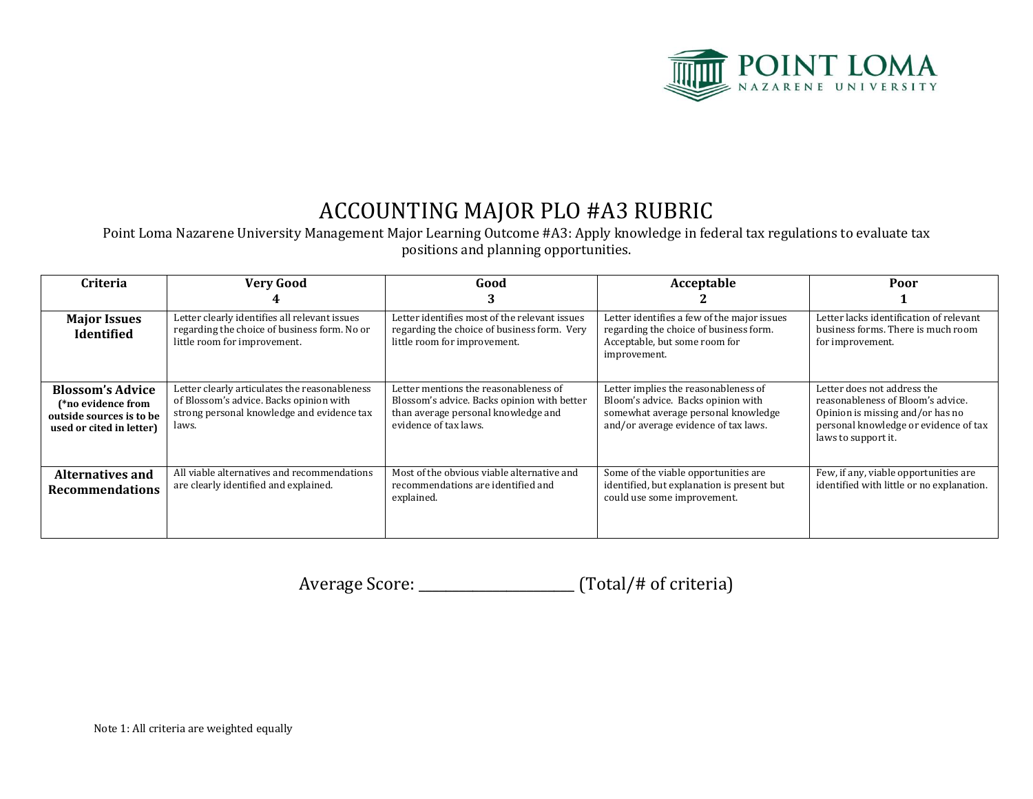# ACCOUNTING MAJOR PLO #A3 RUBRIC

Point Loma Nazarene University Management Major Learning Outcome #A3: Apply knowledge in federal tax regulations to evaluate tax positions and planning opportunities.

| Criteria | Very Good<br>4 | Good<br>3 | Acceptable<br>2 | Poor<br>1 |
|---|---|---|---|---|
| **Major Issues Identified** | Letter clearly identifies all relevant issues regarding the choice of business form. No or little room for improvement. | Letter identifies most of the relevant issues regarding the choice of business form. Very little room for improvement. | Letter identifies a few of the major issues regarding the choice of business form. Acceptable, but some room for improvement. | Letter lacks identification of relevant business forms. There is much room for improvement. |
| **Blossom's Advice** **(*no evidence from outside sources is to be used or cited in letter)** | Letter clearly articulates the reasonableness of Blossom's advice. Backs opinion with strong personal knowledge and evidence tax laws. | Letter mentions the reasonableness of Blossom's advice. Backs opinion with better than average personal knowledge and evidence of tax laws. | Letter implies the reasonableness of Bloom's advice. Backs opinion with somewhat average personal knowledge and/or average evidence of tax laws. | Letter does not address the reasonableness of Bloom's advice. Opinion is missing and/or has no personal knowledge or evidence of tax laws to support it. |
| **Alternatives and Recommendations** | All viable alternatives and recommendations are clearly identified and explained. | Most of the obvious viable alternative and recommendations are identified and explained. | Some of the viable opportunities are identified, but explanation is present but could use some improvement. | Few, if any, viable opportunities are identified with little or no explanation. |

Average Score: ______________________ (Total/# of criteria)

Note 1: All criteria are weighted equally